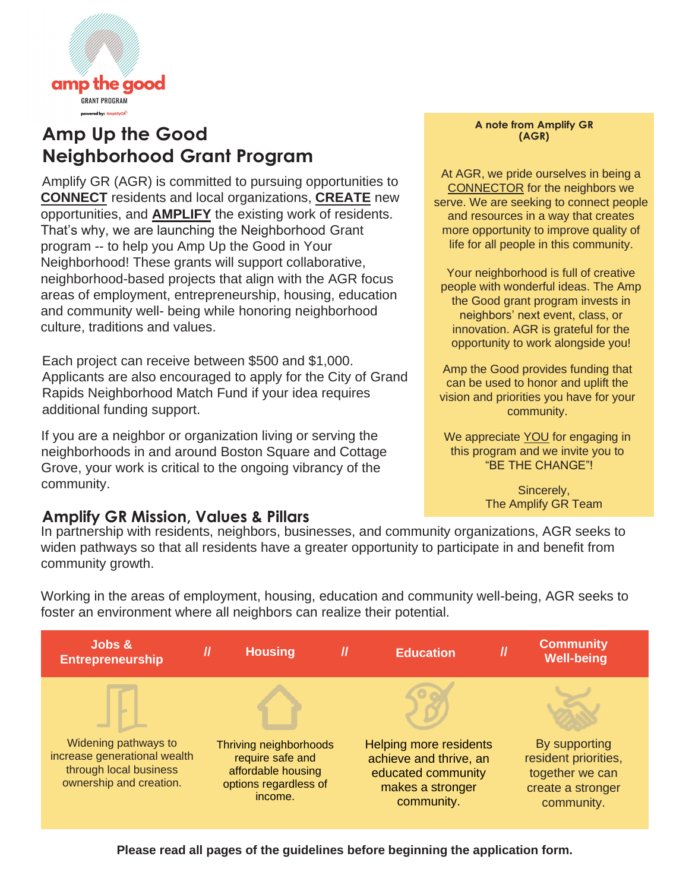amp the good
GRANT PROGRAM
powered by: AmplifyGR

# Amp Up the Good Neighborhood Grant Program

Amplify GR (AGR) is committed to pursuing opportunities to **CONNECT** residents and local organizations, **CREATE** new opportunities, and **AMPLIFY** the existing work of residents. That's why, we are launching the Neighborhood Grant program -- to help you Amp Up the Good in Your Neighborhood! These grants will support collaborative, neighborhood-based projects that align with the AGR focus areas of employment, entrepreneurship, housing, education and community well- being while honoring neighborhood culture, traditions and values.

Each project can receive between $500 and $1,000. Applicants are also encouraged to apply for the City of Grand Rapids Neighborhood Match Fund if your idea requires additional funding support.

If you are a neighbor or organization living or serving the neighborhoods in and around Boston Square and Cottage Grove, your work is critical to the ongoing vibrancy of the community.

**A note from Amplify GR (AGR)**

At AGR, we pride ourselves in being a CONNECTOR for the neighbors we serve. We are seeking to connect people and resources in a way that creates more opportunity to improve quality of life for all people in this community.

Your neighborhood is full of creative people with wonderful ideas. The Amp the Good grant program invests in neighbors' next event, class, or innovation. AGR is grateful for the opportunity to work alongside you!

Amp the Good provides funding that can be used to honor and uplift the vision and priorities you have for your community.

We appreciate YOU for engaging in this program and we invite you to "BE THE CHANGE"!

Sincerely,
The Amplify GR Team

## Amplify GR Mission, Values & Pillars

In partnership with residents, neighbors, businesses, and community organizations, AGR seeks to widen pathways so that all residents have a greater opportunity to participate in and benefit from community growth.

Working in the areas of employment, housing, education and community well-being, AGR seeks to foster an environment where all neighbors can realize their potential.

| Jobs & Entrepreneurship | Housing | Education | Community Well-being |
| --- | --- | --- | --- |
| Widening pathways to increase generational wealth through local business ownership and creation. | Thriving neighborhoods require safe and affordable housing options regardless of income. | Helping more residents achieve and thrive, an educated community makes a stronger community. | By supporting resident priorities, together we can create a stronger community. |

**Please read all pages of the guidelines before beginning the application form.**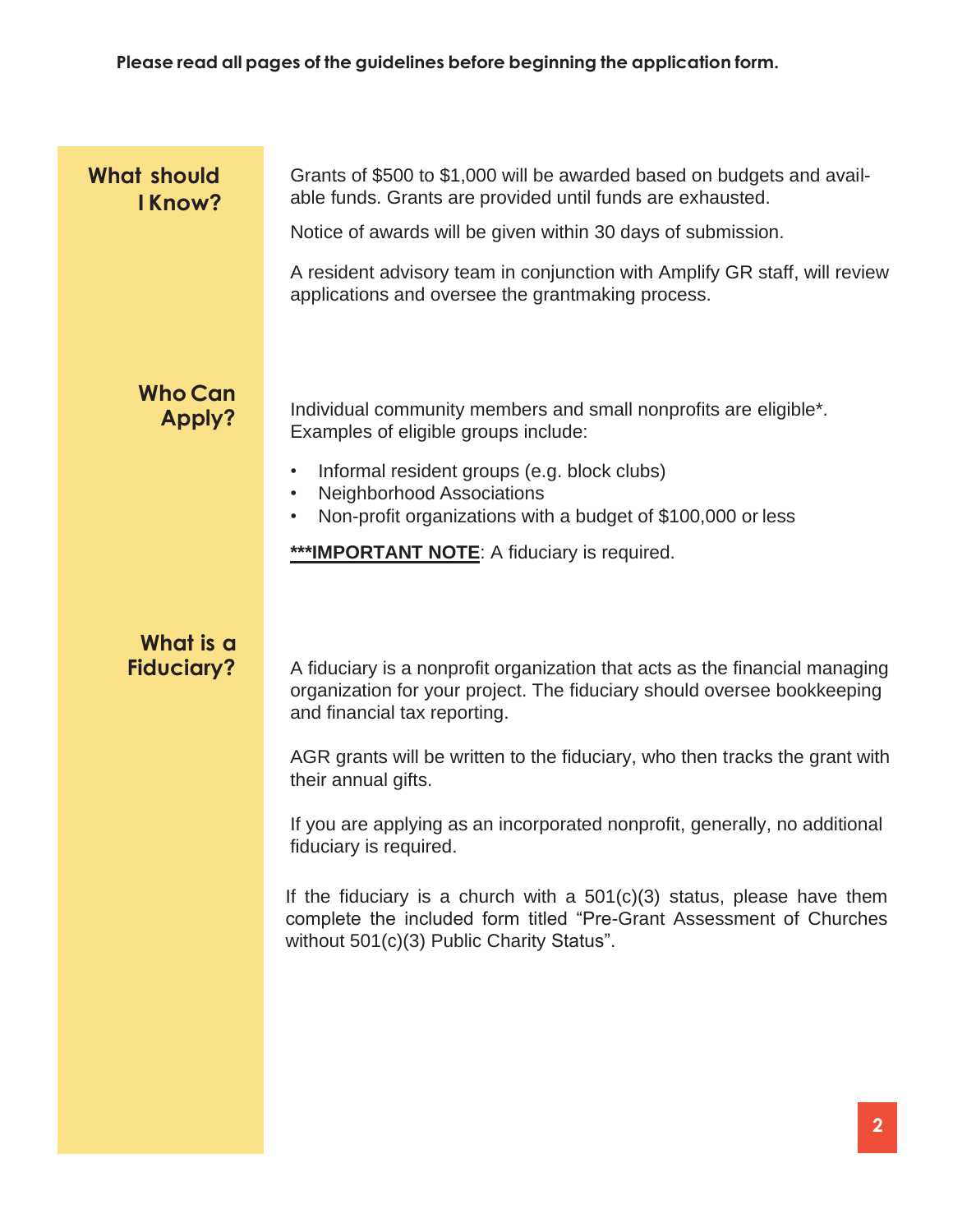**Please read all pages of the guidelines before beginning the application form.**

## What should I Know?

Grants of $500 to $1,000 will be awarded based on budgets and available funds. Grants are provided until funds are exhausted.

Notice of awards will be given within 30 days of submission.

A resident advisory team in conjunction with Amplify GR staff, will review applications and oversee the grantmaking process.

## Who Can Apply?

Individual community members and small nonprofits are eligible*. Examples of eligible groups include:

- Informal resident groups (e.g. block clubs)
- Neighborhood Associations
- Non-profit organizations with a budget of $100,000 or less

**<u>***IMPORTANT NOTE</u>**: A fiduciary is required.

## What is a Fiduciary?

A fiduciary is a nonprofit organization that acts as the financial managing organization for your project. The fiduciary should oversee bookkeeping and financial tax reporting.

AGR grants will be written to the fiduciary, who then tracks the grant with their annual gifts.

If you are applying as an incorporated nonprofit, generally, no additional fiduciary is required.

If the fiduciary is a church with a 501(c)(3) status, please have them complete the included form titled "Pre-Grant Assessment of Churches without 501(c)(3) Public Charity Status".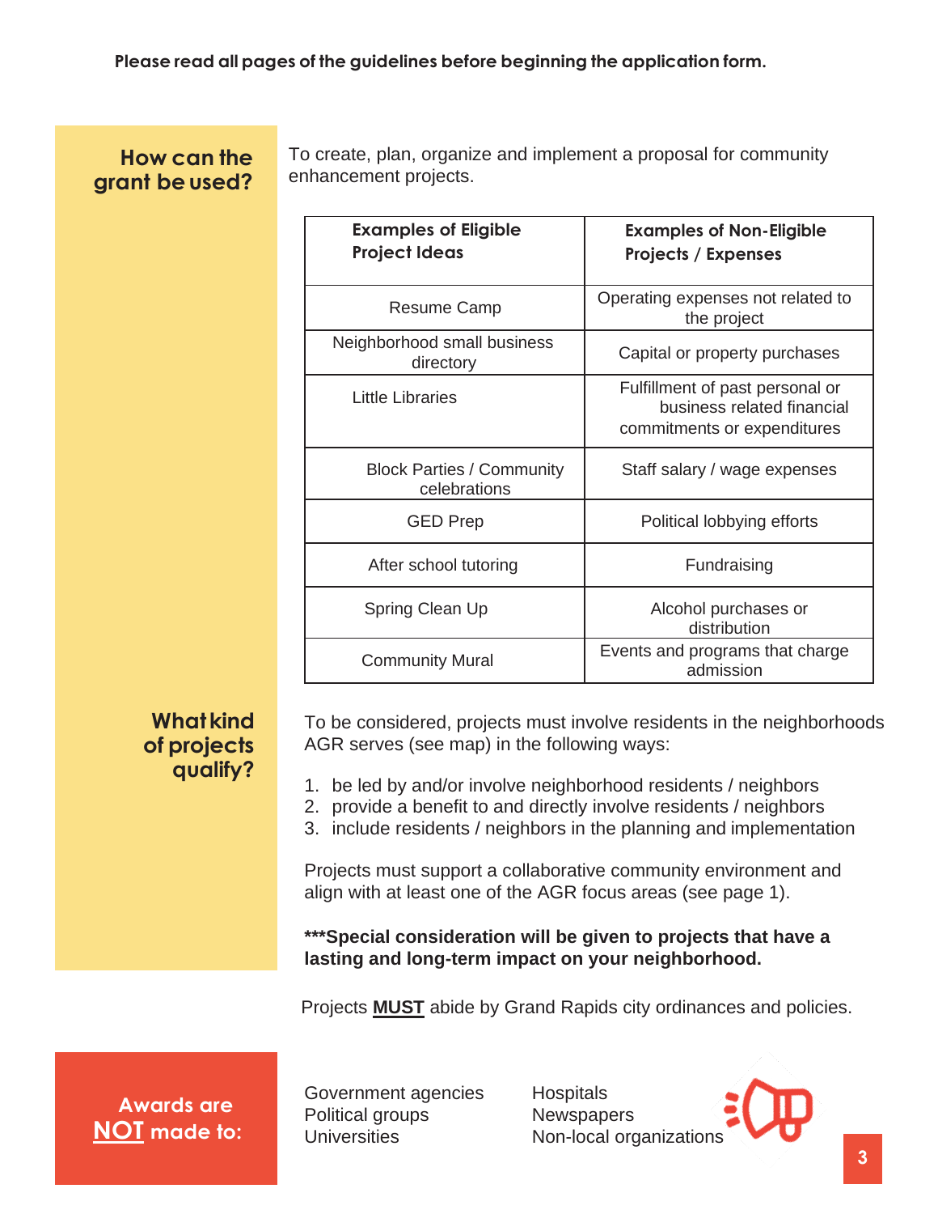**Please read all pages of the guidelines before beginning the application form.**

## How can the grant be used?

To create, plan, organize and implement a proposal for community enhancement projects.

| Examples of Eligible Project Ideas | Examples of Non-Eligible Projects / Expenses |
|---|---|
| Resume Camp | Operating expenses not related to the project |
| Neighborhood small business directory | Capital or property purchases |
| Little Libraries | Fulfillment of past personal or business related financial commitments or expenditures |
| Block Parties / Community celebrations | Staff salary / wage expenses |
| GED Prep | Political lobbying efforts |
| After school tutoring | Fundraising |
| Spring Clean Up | Alcohol purchases or distribution |
| Community Mural | Events and programs that charge admission |

## What kind of projects qualify?

To be considered, projects must involve residents in the neighborhoods AGR serves (see map) in the following ways:

1. be led by and/or involve neighborhood residents / neighbors
2. provide a benefit to and directly involve residents / neighbors
3. include residents / neighbors in the planning and implementation

Projects must support a collaborative community environment and align with at least one of the AGR focus areas (see page 1).

**\*\*\*Special consideration will be given to projects that have a lasting and long-term impact on your neighborhood.**

Projects **MUST** abide by Grand Rapids city ordinances and policies.

## Awards are NOT made to:

- Government agencies
- Political groups
- Universities
- Hospitals
- Newspapers
- Non-local organizations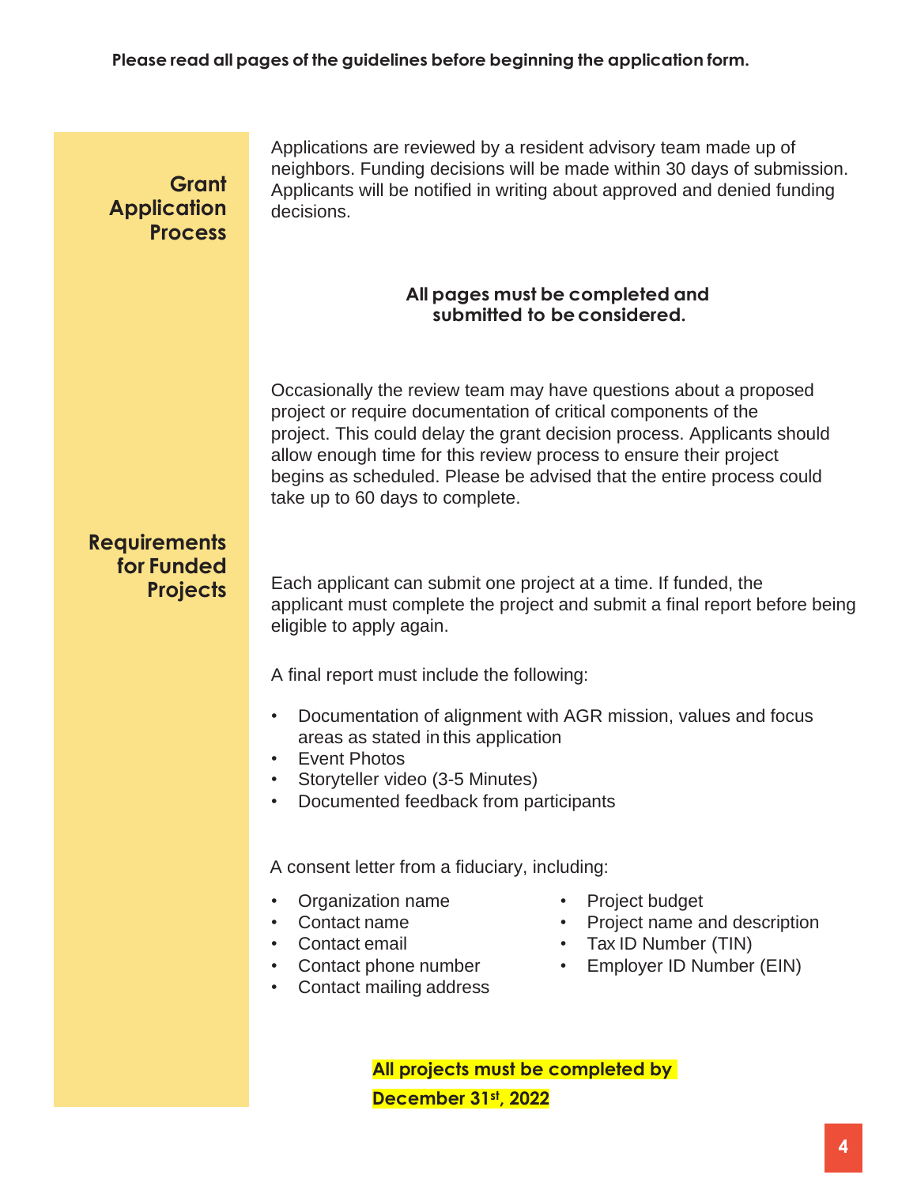**Please read all pages of the guidelines before beginning the application form.**

## Grant Application Process

Applications are reviewed by a resident advisory team made up of neighbors. Funding decisions will be made within 30 days of submission. Applicants will be notified in writing about approved and denied funding decisions.

**All pages must be completed and submitted to be considered.**

Occasionally the review team may have questions about a proposed project or require documentation of critical components of the project. This could delay the grant decision process. Applicants should allow enough time for this review process to ensure their project begins as scheduled. Please be advised that the entire process could take up to 60 days to complete.

## Requirements for Funded Projects

Each applicant can submit one project at a time. If funded, the applicant must complete the project and submit a final report before being eligible to apply again.

A final report must include the following:

- Documentation of alignment with AGR mission, values and focus areas as stated in this application
- Event Photos
- Storyteller video (3-5 Minutes)
- Documented feedback from participants

A consent letter from a fiduciary, including:

- Organization name
- Contact name
- Contact email
- Contact phone number
- Contact mailing address
- Project budget
- Project name and description
- Tax ID Number (TIN)
- Employer ID Number (EIN)

**All projects must be completed by December 31st, 2022**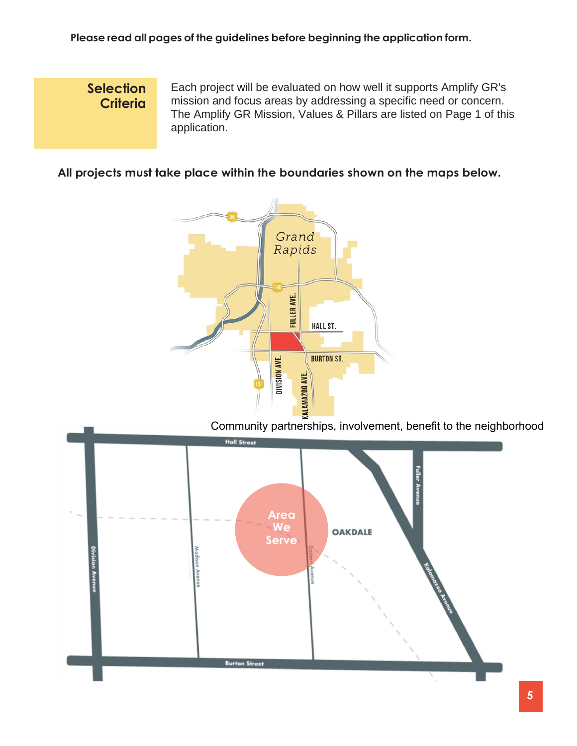**Please read all pages of the guidelines before beginning the application form.**

## Selection Criteria

Each project will be evaluated on how well it supports Amplify GR's mission and focus areas by addressing a specific need or concern. The Amplify GR Mission, Values & Pillars are listed on Page 1 of this application.

**All projects must take place within the boundaries shown on the maps below.**

Community partnerships, involvement, benefit to the neighborhood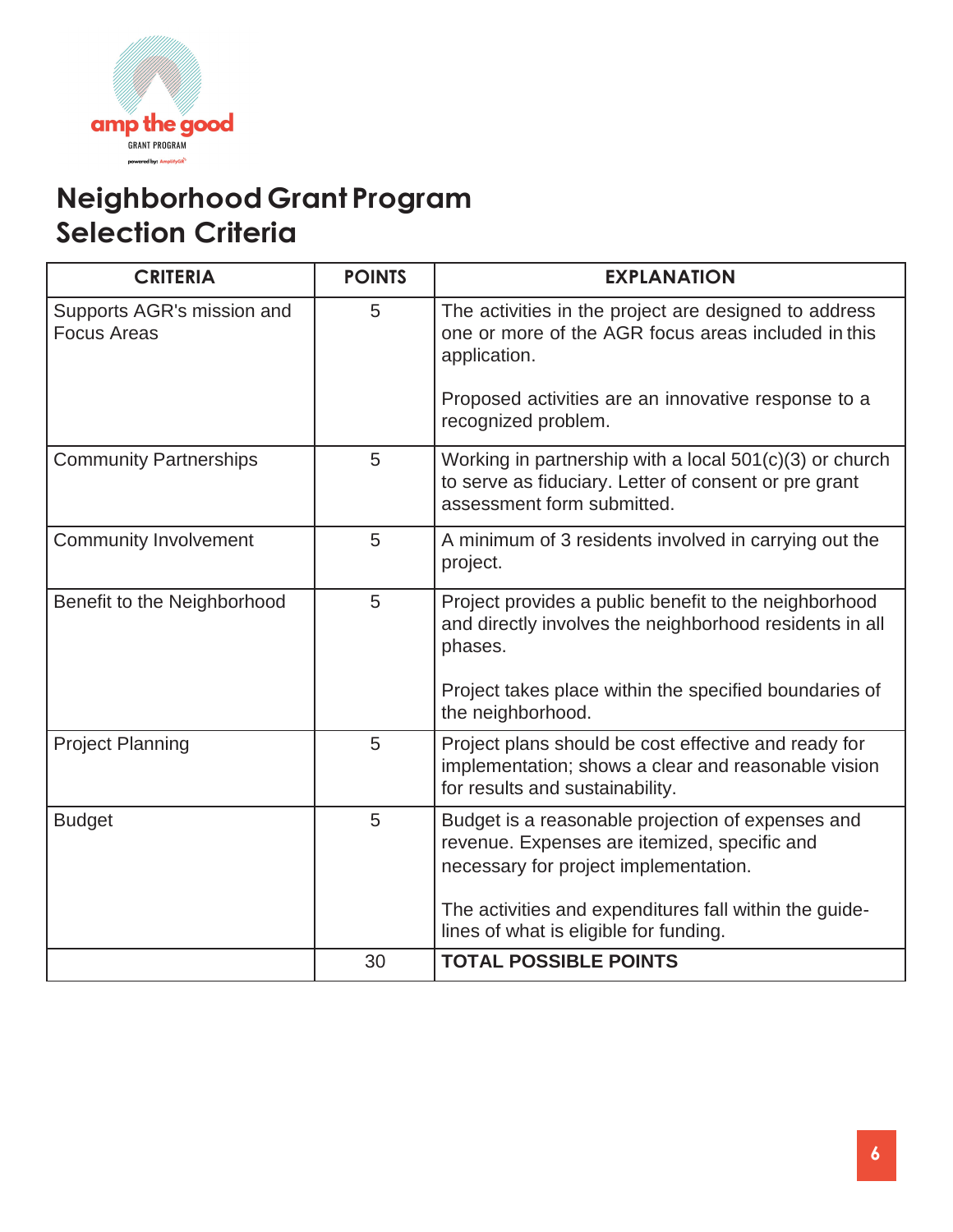# Neighborhood Grant Program
# Selection Criteria

| CRITERIA | POINTS | EXPLANATION |
|---|---|---|
| Supports AGR's mission and Focus Areas | 5 | The activities in the project are designed to address one or more of the AGR focus areas included in this application.<br><br>Proposed activities are an innovative response to a recognized problem. |
| Community Partnerships | 5 | Working in partnership with a local 501(c)(3) or church to serve as fiduciary. Letter of consent or pre grant assessment form submitted. |
| Community Involvement | 5 | A minimum of 3 residents involved in carrying out the project. |
| Benefit to the Neighborhood | 5 | Project provides a public benefit to the neighborhood and directly involves the neighborhood residents in all phases.<br><br>Project takes place within the specified boundaries of the neighborhood. |
| Project Planning | 5 | Project plans should be cost effective and ready for implementation; shows a clear and reasonable vision for results and sustainability. |
| Budget | 5 | Budget is a reasonable projection of expenses and revenue. Expenses are itemized, specific and necessary for project implementation.<br><br>The activities and expenditures fall within the guide-lines of what is eligible for funding. |
| | 30 | **TOTAL POSSIBLE POINTS** |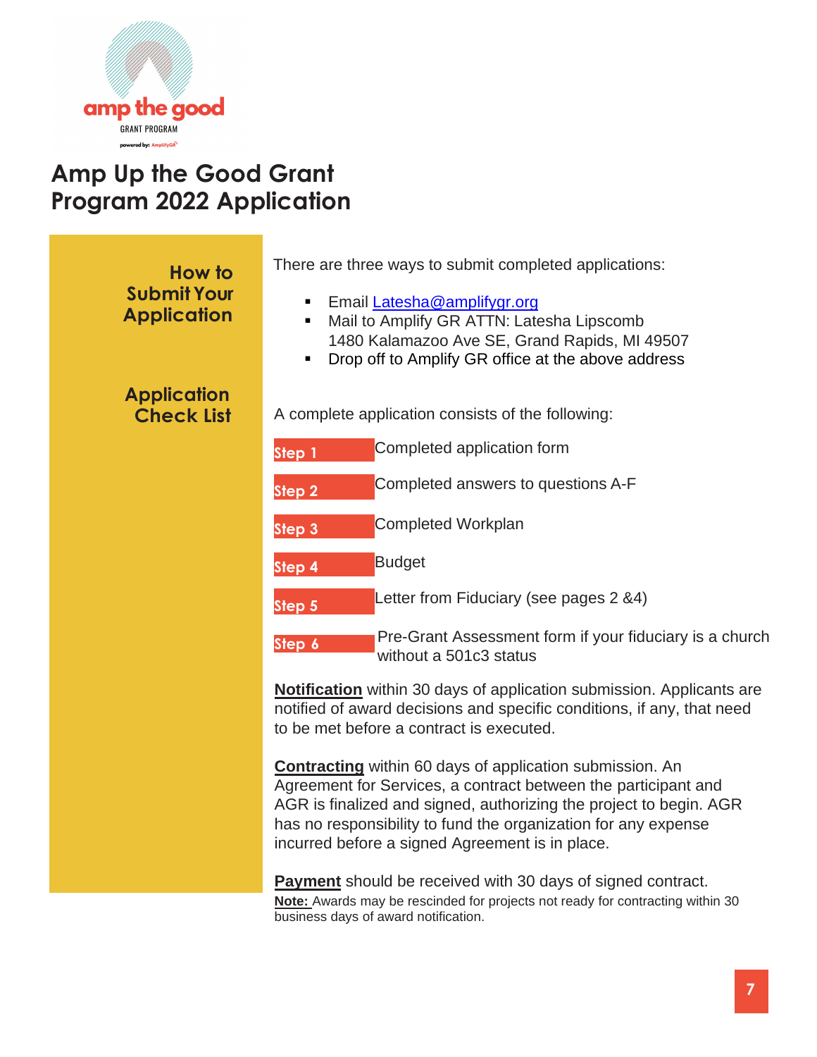# Amp Up the Good Grant Program 2022 Application

## How to Submit Your Application

There are three ways to submit completed applications:

- Email Latesha@amplifygr.org
- Mail to Amplify GR ATTN: Latesha Lipscomb
  1480 Kalamazoo Ave SE, Grand Rapids, MI 49507
- Drop off to Amplify GR office at the above address

## Application Check List

A complete application consists of the following:

| | |
|---|---|
| **Step 1** | Completed application form |
| **Step 2** | Completed answers to questions A-F |
| **Step 3** | Completed Workplan |
| **Step 4** | Budget |
| **Step 5** | Letter from Fiduciary (see pages 2 &4) |
| **Step 6** | Pre-Grant Assessment form if your fiduciary is a church without a 501c3 status |

**Notification** within 30 days of application submission. Applicants are notified of award decisions and specific conditions, if any, that need to be met before a contract is executed.

**Contracting** within 60 days of application submission. An Agreement for Services, a contract between the participant and AGR is finalized and signed, authorizing the project to begin. AGR has no responsibility to fund the organization for any expense incurred before a signed Agreement is in place.

**Payment** should be received with 30 days of signed contract.

**Note:** Awards may be rescinded for projects not ready for contracting within 30 business days of award notification.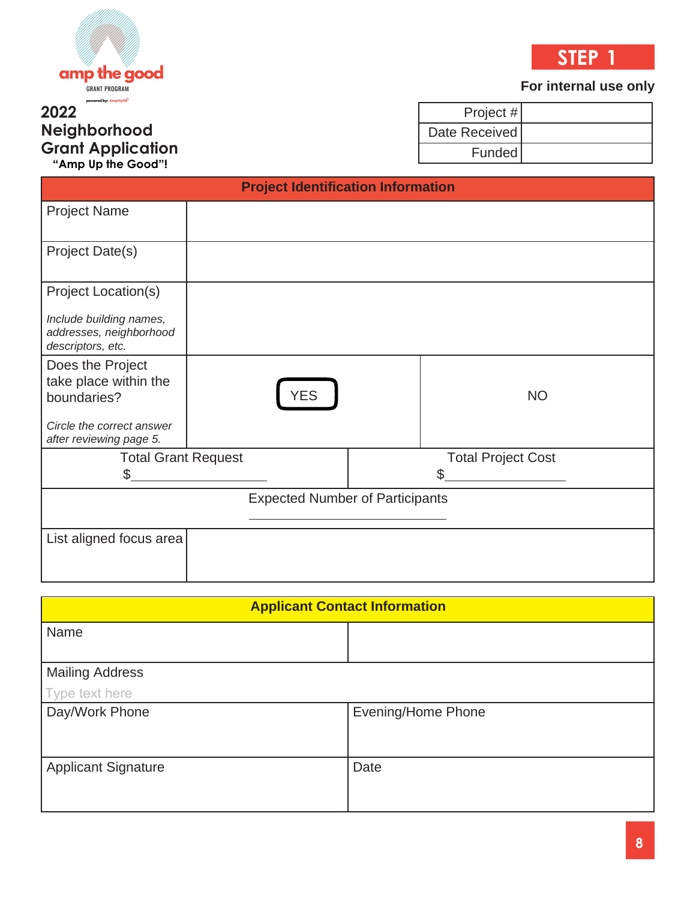amp the good

GRANT PROGRAM

powered by: AmplifyGR

# 2022 Neighborhood Grant Application

**"Amp Up the Good"!**

**STEP 1**

**For internal use only**

| Project # | |
|---|---|
| Date Received | |
| Funded | |

| **Project Identification Information** | | |
|---|---|---|
| Project Name | | |
| Project Date(s) | | |
| Project Location(s)<br>*Include building names, addresses, neighborhood descriptors, etc.* | | |
| Does the Project take place within the boundaries?<br>*Circle the correct answer after reviewing page 5.* | YES | NO |
| Total Grant Request<br>$__________________ | Total Project Cost<br>$________________ | |
| Expected Number of Participants<br>__________________________ | | |
| List aligned focus area | | |

| **Applicant Contact Information** | |
|---|---|
| Name | |
| Mailing Address<br>Type text here | |
| Day/Work Phone | Evening/Home Phone |
| Applicant Signature | Date |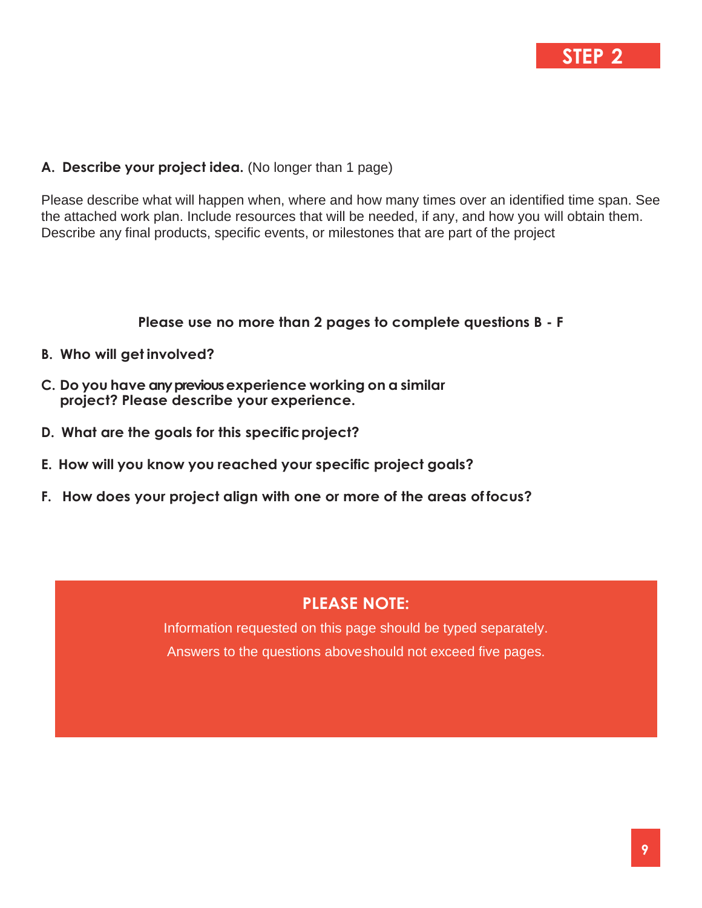## STEP 2

**A. Describe your project idea.** (No longer than 1 page)

Please describe what will happen when, where and how many times over an identified time span. See the attached work plan. Include resources that will be needed, if any, and how you will obtain them. Describe any final products, specific events, or milestones that are part of the project

**Please use no more than 2 pages to complete questions B - F**

**B. Who will get involved?**

**C. Do you have any previous experience working on a similar project? Please describe your experience.**

**D. What are the goals for this specific project?**

**E. How will you know you reached your specific project goals?**

**F. How does your project align with one or more of the areas of focus?**

**PLEASE NOTE:**

Information requested on this page should be typed separately.

Answers to the questions above should not exceed five pages.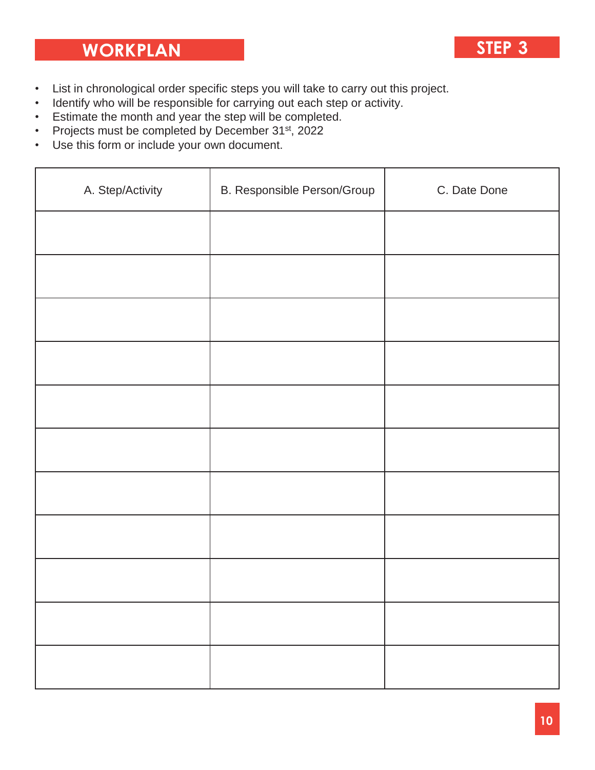## WORKPLAN

## STEP 3

- List in chronological order specific steps you will take to carry out this project.
- Identify who will be responsible for carrying out each step or activity.
- Estimate the month and year the step will be completed.
- Projects must be completed by December 31st, 2022
- Use this form or include your own document.

| A. Step/Activity | B. Responsible Person/Group | C. Date Done |
|---|---|---|
| | | |
| | | |
| | | |
| | | |
| | | |
| | | |
| | | |
| | | |
| | | |
| | | |
| | | |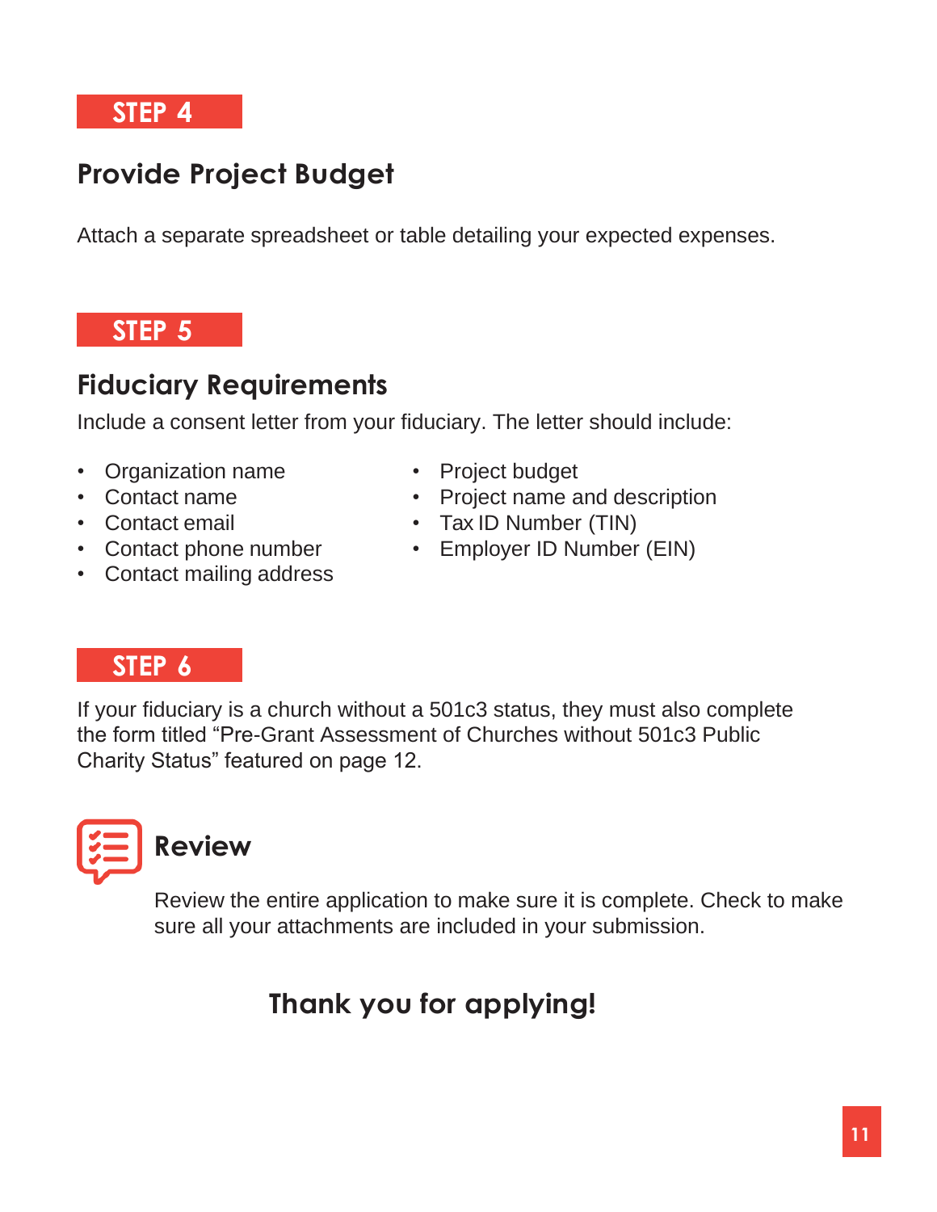**STEP 4**

## Provide Project Budget

Attach a separate spreadsheet or table detailing your expected expenses.

**STEP 5**

## Fiduciary Requirements

Include a consent letter from your fiduciary. The letter should include:

- Organization name
- Contact name
- Contact email
- Contact phone number
- Contact mailing address
- Project budget
- Project name and description
- Tax ID Number (TIN)
- Employer ID Number (EIN)

**STEP 6**

If your fiduciary is a church without a 501c3 status, they must also complete the form titled "Pre-Grant Assessment of Churches without 501c3 Public Charity Status" featured on page 12.

## Review

Review the entire application to make sure it is complete. Check to make sure all your attachments are included in your submission.

### Thank you for applying!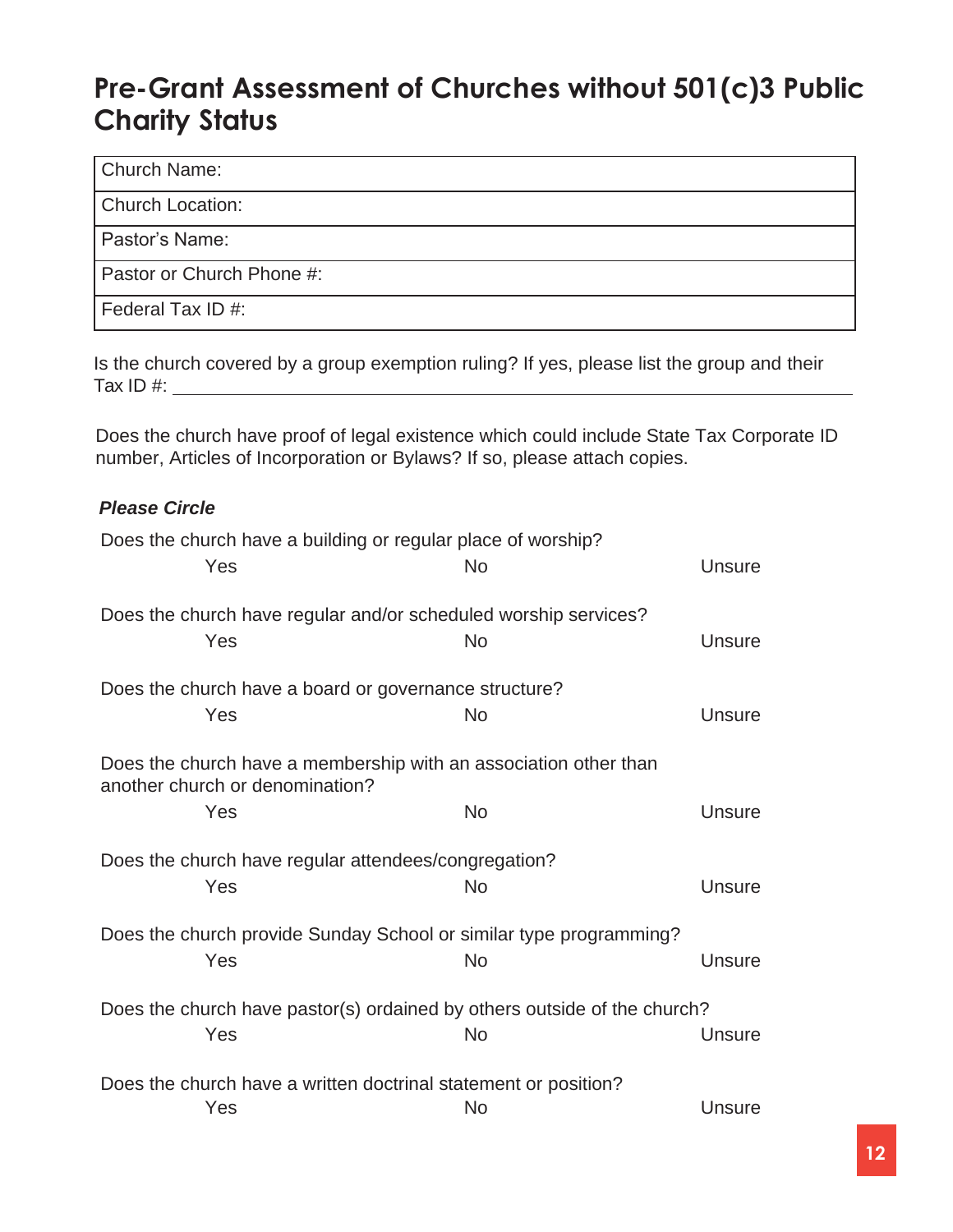# Pre-Grant Assessment of Churches without 501(c)3 Public Charity Status

| Church Name: |
|---|
| Church Location: |
| Pastor's Name: |
| Pastor or Church Phone #: |
| Federal Tax ID #: |

Is the church covered by a group exemption ruling? If yes, please list the group and their Tax ID #: ______________________________

Does the church have proof of legal existence which could include State Tax Corporate ID number, Articles of Incorporation or Bylaws? If so, please attach copies.

***Please Circle***

Does the church have a building or regular place of worship?

Yes　　　No　　　Unsure

Does the church have regular and/or scheduled worship services?

Yes　　　No　　　Unsure

Does the church have a board or governance structure?

Yes　　　No　　　Unsure

Does the church have a membership with an association other than another church or denomination?

Yes　　　No　　　Unsure

Does the church have regular attendees/congregation?

Yes　　　No　　　Unsure

Does the church provide Sunday School or similar type programming?

Yes　　　No　　　Unsure

Does the church have pastor(s) ordained by others outside of the church?

Yes　　　No　　　Unsure

Does the church have a written doctrinal statement or position?

Yes　　　No　　　Unsure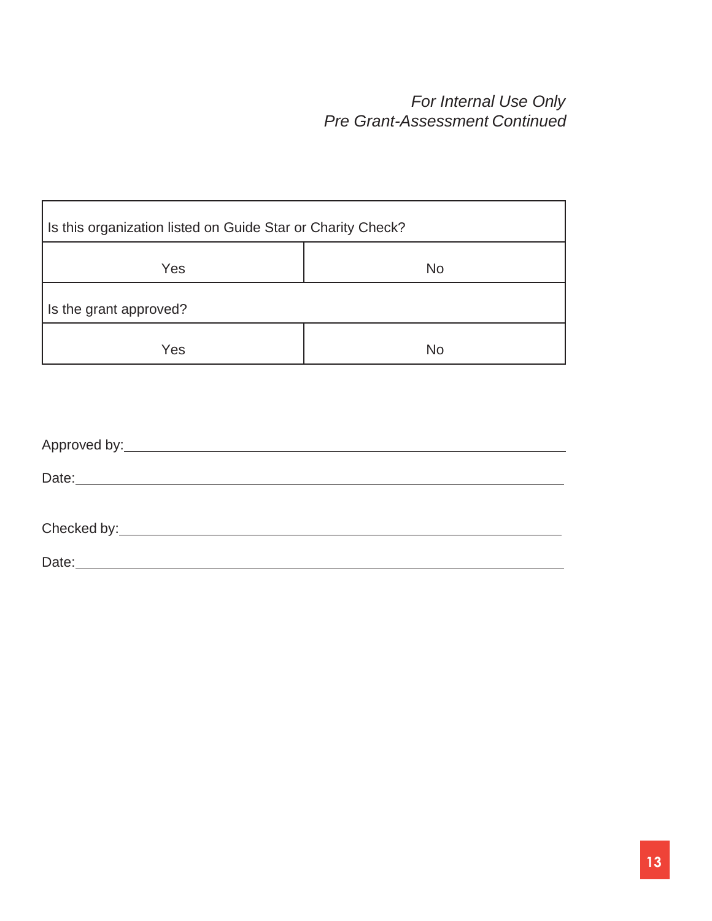*For Internal Use Only*
*Pre Grant-Assessment Continued*

| | |
|---|---|
| Is this organization listed on Guide Star or Charity Check? | |
| Yes | No |
| Is the grant approved? | |
| Yes | No |

Approved by: ______________________________

Date: ______________________________

Checked by: ______________________________

Date: ______________________________